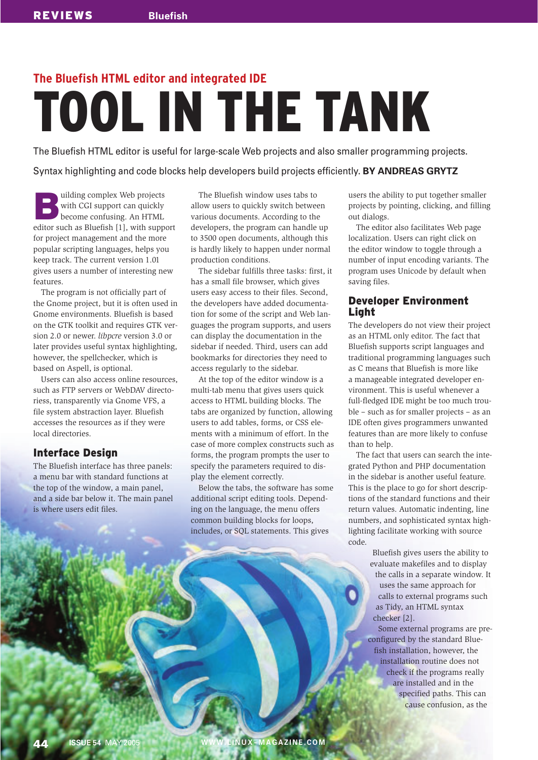## The Bluefish HTML editor and integrated IDE

# TOOL IN THE TANK

The Bluefish HTML editor is useful for large-scale Web projects and also smaller programming projects. Syntax highlighting and code blocks help developers build projects efficiently. **BY ANDREAS GRYTZ**

Building complex Web projects with CGI support can quickly become confusing. An HTML editor such as Bluefish [1], with support for project management and the more popular scripting languages, helps you keep track. The current version 1.01 gives users a number of interesting new features.

The program is not officially part of the Gnome project, but it is often used in Gnome environments. Bluefish is based on the GTK toolkit and requires GTK version 2.0 or newer. *libpcre* version 3.0 or later provides useful syntax highlighting, however, the spellchecker, which is based on Aspell, is optional.

Users can also access online resources, such as FTP servers or WebDAV directoriess, transparently via Gnome VFS, a file system abstraction layer. Bluefish accesses the resources as if they were local directories.

### Interface Design

The Bluefish interface has three panels: a menu bar with standard functions at the top of the window, a main panel, and a side bar below it. The main panel is where users edit files.

The Bluefish window uses tabs to allow users to quickly switch between various documents. According to the developers, the program can handle up to 3500 open documents, although this is hardly likely to happen under normal production conditions.

The sidebar fulfills three tasks: first, it has a small file browser, which gives users easy access to their files. Second, the developers have added documentation for some of the script and Web languages the program supports, and users can display the documentation in the sidebar if needed. Third, users can add bookmarks for directories they need to access regularly to the sidebar.

At the top of the editor window is a multi-tab menu that gives users quick access to HTML building blocks. The tabs are organized by function, allowing users to add tables, forms, or CSS elements with a minimum of effort. In the case of more complex constructs such as forms, the program prompts the user to specify the parameters required to display the element correctly.

Below the tabs, the software has some additional script editing tools. Depending on the language, the menu offers common building blocks for loops, includes, or SQL statements. This gives users the ability to put together smaller projects by pointing, clicking, and filling out dialogs.

The editor also facilitates Web page localization. Users can right click on the editor window to toggle through a number of input encoding variants. The program uses Unicode by default when saving files.

### Developer Environment Light

The developers do not view their project as an HTML only editor. The fact that Bluefish supports script languages and traditional programming languages such as C means that Bluefish is more like a manageable integrated developer environment. This is useful whenever a full-fledged IDE might be too much trouble – such as for smaller projects – as an IDE often gives programmers unwanted features than are more likely to confuse than to help.

The fact that users can search the integrated Python and PHP documentation in the sidebar is another useful feature. This is the place to go for short descriptions of the standard functions and their return values. Automatic indenting, line numbers, and sophisticated syntax highlighting facilitate working with source code.

Bluefish gives users the ability to evaluate makefiles and to display the calls in a separate window. It uses the same approach for calls to external programs such as Tidy, an HTML syntax checker [2].

Some external programs are preconfigured by the standard Bluefish installation, however, the installation routine does not check if the programs really are installed and in the specified paths. This can cause confusion, as the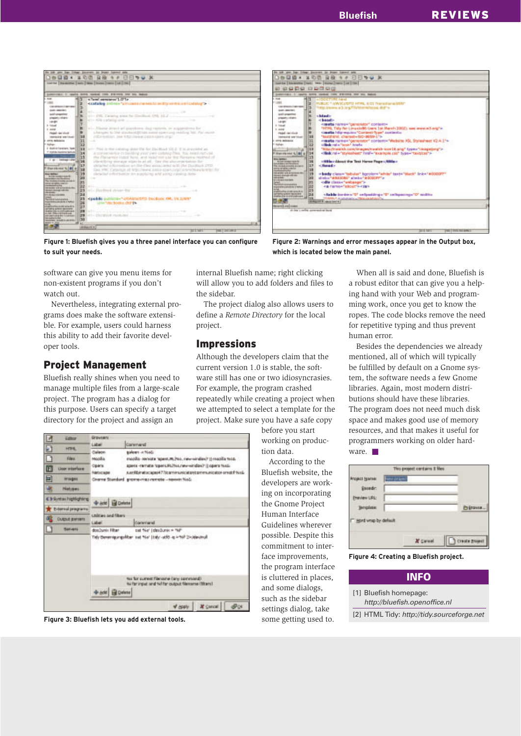Figure 1: Bluefish gives you a three panel interface you can configure to suit your needs.

Figure 2: Warnings and error messages appear in the Output box, which is located below the main panel.

software can give you menu items for non-existent programs if you don't watch out.

Nevertheless, integrating external programs does make the software extensible. For example, users could harness this ability to add their favorite developer tools.

## Project Management

Bluefish really shines when you need to manage multiple files from a large-scale project. The program has a dialog for this purpose. Users can specify a target directory for the project and assign an internal Bluefish name; right clicking will allow you to add folders and files to the sidebar.

The project dialog also allows users to define a *Remote Directory* for the local project.

## Impressions

Although the developers claim that the current version 1.0 is stable, the software still has one or two idiosyncrasies. For example, the program crashed repeatedly while creating a project when we attempted to select a template for the project. Make sure you have a safe copy before you start working on production data.

According to the Bluefish website, the developers are working on incorporating the Gnome Project Human Interface Guidelines wherever possible. Despite this commitment to interface improvements, the program interface is cluttered in places, and some dialogs, such as the sidebar settings dialog, take some getting used to.

Figure 3: Bluefish lets you add external tools.

When all is said and done, Bluefish is a robust editor that can give you a helping hand with your Web and programming work, once you get to know the ropes. The code blocks remove the need for repetitive typing and thus prevent human error.

Besides the dependencies we already mentioned, all of which will typically be fulfilled by default on a Gnome system, the software needs a few Gnome libraries. Again, most modern distributions should have these libraries. The program does not need much disk space and makes good use of memory resources, and that makes it useful for programmers working on older hardware. ■

Figure 4: Creating a Bluefish project.

## INFO

[1] Bluefish homepage: *http://bluefish.openoffice.nl*

[2] HTML Tidy: *http://tidy.sourceforge.net*